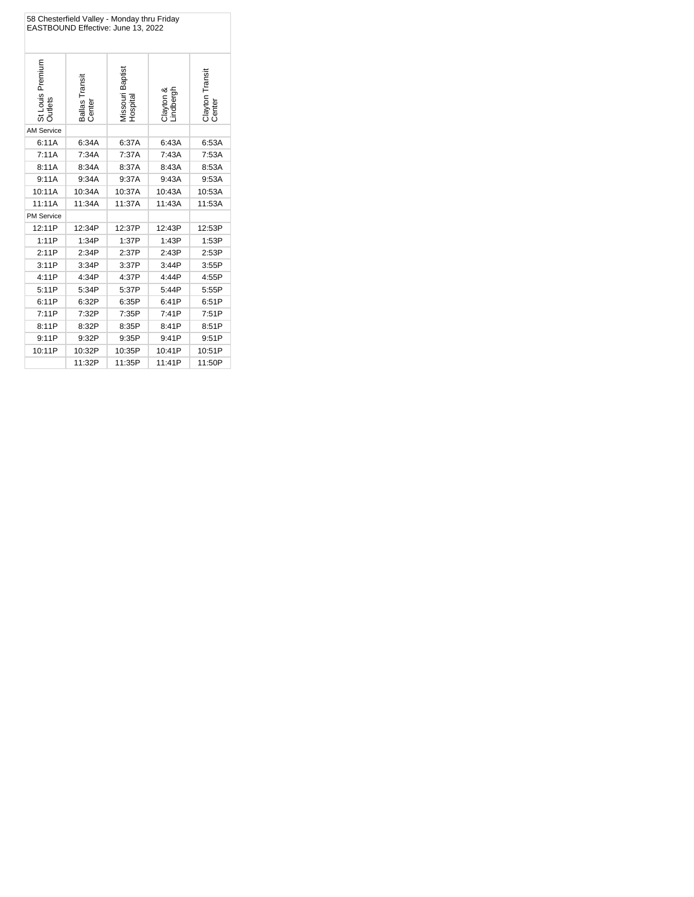58 Chesterfield Valley - Monday thru Friday
EASTBOUND Effective: June 13, 2022

| St Louis Premium Outlets | Ballas Transit Center | Missouri Baptist Hospital | Clayton & Lindbergh | Clayton Transit Center |
|---|---|---|---|---|
| AM Service | | | | |
| 6:11A | 6:34A | 6:37A | 6:43A | 6:53A |
| 7:11A | 7:34A | 7:37A | 7:43A | 7:53A |
| 8:11A | 8:34A | 8:37A | 8:43A | 8:53A |
| 9:11A | 9:34A | 9:37A | 9:43A | 9:53A |
| 10:11A | 10:34A | 10:37A | 10:43A | 10:53A |
| 11:11A | 11:34A | 11:37A | 11:43A | 11:53A |
| PM Service | | | | |
| 12:11P | 12:34P | 12:37P | 12:43P | 12:53P |
| 1:11P | 1:34P | 1:37P | 1:43P | 1:53P |
| 2:11P | 2:34P | 2:37P | 2:43P | 2:53P |
| 3:11P | 3:34P | 3:37P | 3:44P | 3:55P |
| 4:11P | 4:34P | 4:37P | 4:44P | 4:55P |
| 5:11P | 5:34P | 5:37P | 5:44P | 5:55P |
| 6:11P | 6:32P | 6:35P | 6:41P | 6:51P |
| 7:11P | 7:32P | 7:35P | 7:41P | 7:51P |
| 8:11P | 8:32P | 8:35P | 8:41P | 8:51P |
| 9:11P | 9:32P | 9:35P | 9:41P | 9:51P |
| 10:11P | 10:32P | 10:35P | 10:41P | 10:51P |
| | 11:32P | 11:35P | 11:41P | 11:50P |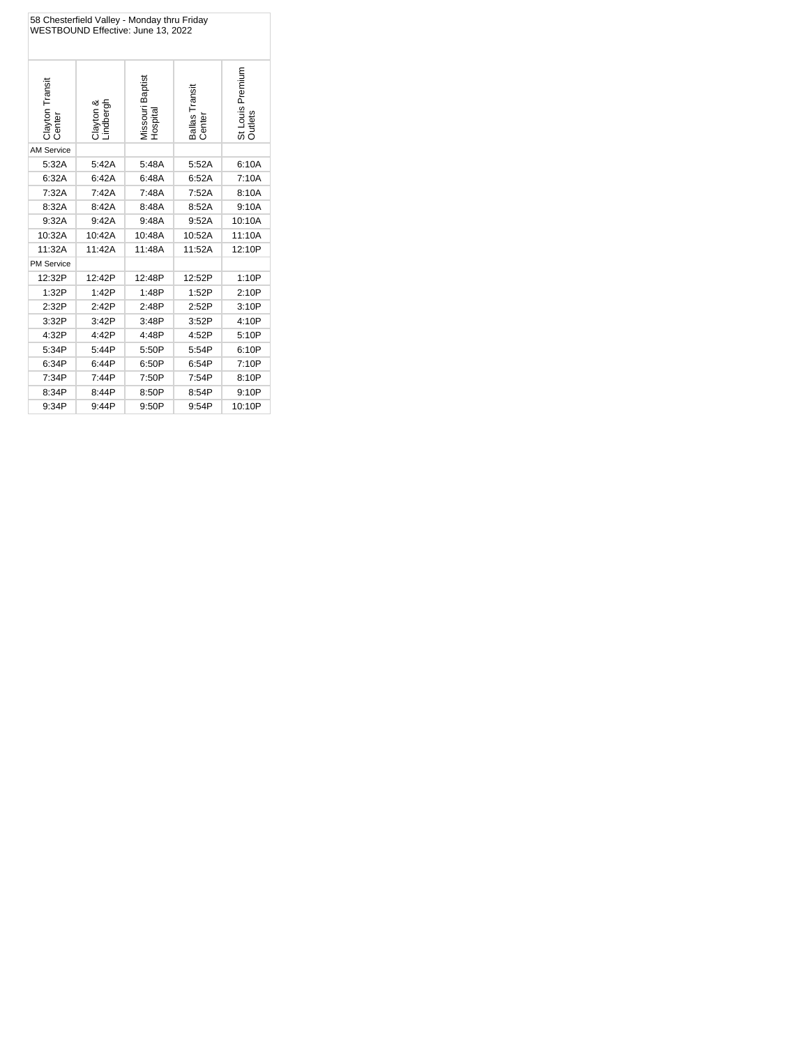58 Chesterfield Valley - Monday thru Friday
WESTBOUND Effective: June 13, 2022

| Clayton Transit Center | Clayton & Lindbergh | Missouri Baptist Hospital | Ballas Transit Center | St Louis Premium Outlets |
|---|---|---|---|---|
| AM Service | | | | |
| 5:32A | 5:42A | 5:48A | 5:52A | 6:10A |
| 6:32A | 6:42A | 6:48A | 6:52A | 7:10A |
| 7:32A | 7:42A | 7:48A | 7:52A | 8:10A |
| 8:32A | 8:42A | 8:48A | 8:52A | 9:10A |
| 9:32A | 9:42A | 9:48A | 9:52A | 10:10A |
| 10:32A | 10:42A | 10:48A | 10:52A | 11:10A |
| 11:32A | 11:42A | 11:48A | 11:52A | 12:10P |
| PM Service | | | | |
| 12:32P | 12:42P | 12:48P | 12:52P | 1:10P |
| 1:32P | 1:42P | 1:48P | 1:52P | 2:10P |
| 2:32P | 2:42P | 2:48P | 2:52P | 3:10P |
| 3:32P | 3:42P | 3:48P | 3:52P | 4:10P |
| 4:32P | 4:42P | 4:48P | 4:52P | 5:10P |
| 5:34P | 5:44P | 5:50P | 5:54P | 6:10P |
| 6:34P | 6:44P | 6:50P | 6:54P | 7:10P |
| 7:34P | 7:44P | 7:50P | 7:54P | 8:10P |
| 8:34P | 8:44P | 8:50P | 8:54P | 9:10P |
| 9:34P | 9:44P | 9:50P | 9:54P | 10:10P |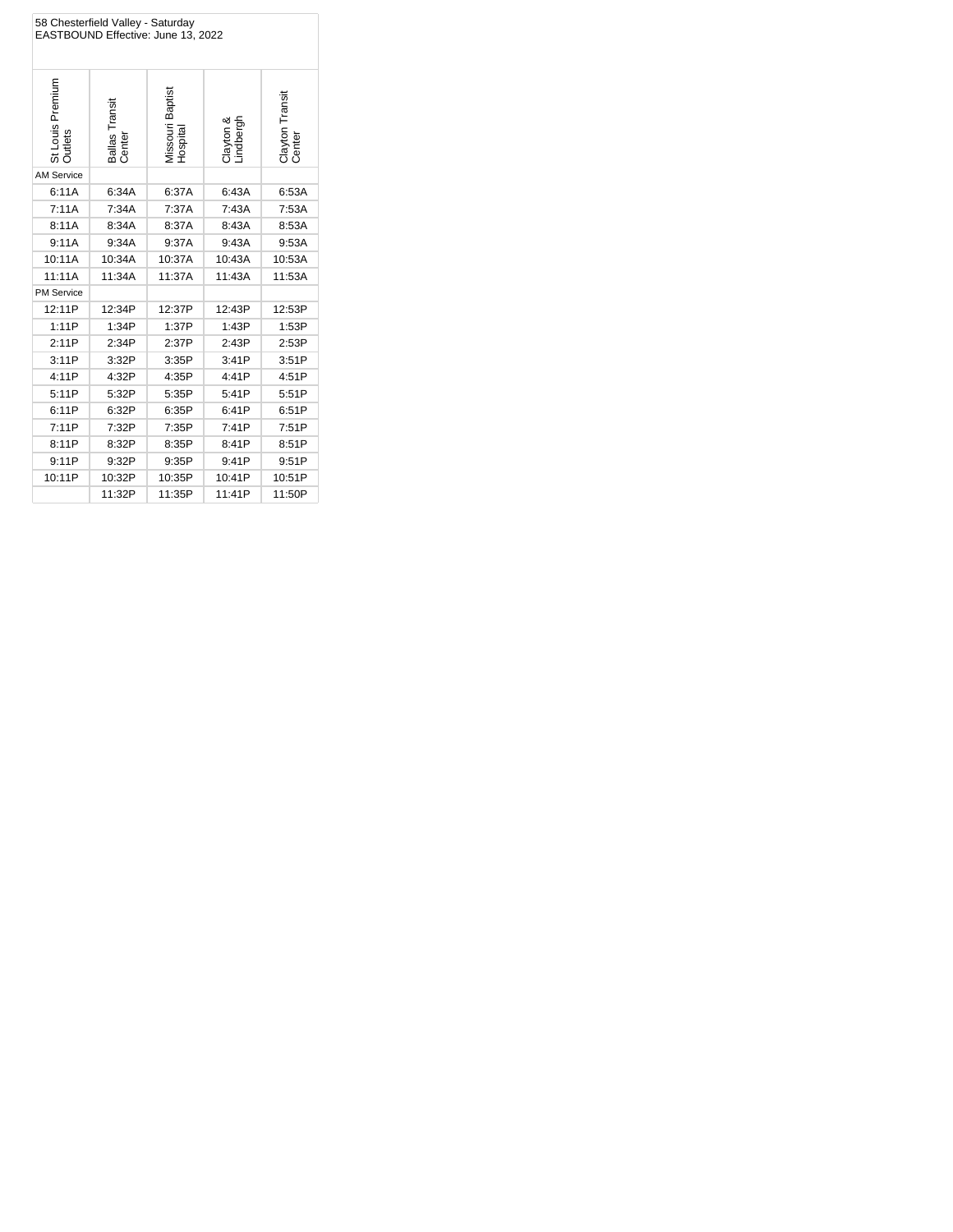58 Chesterfield Valley - Saturday
EASTBOUND Effective: June 13, 2022

| St Louis Premium Outlets | Ballas Transit Center | Missouri Baptist Hospital | Clayton & Lindbergh | Clayton Transit Center |
|---|---|---|---|---|
| AM Service | | | | |
| 6:11A | 6:34A | 6:37A | 6:43A | 6:53A |
| 7:11A | 7:34A | 7:37A | 7:43A | 7:53A |
| 8:11A | 8:34A | 8:37A | 8:43A | 8:53A |
| 9:11A | 9:34A | 9:37A | 9:43A | 9:53A |
| 10:11A | 10:34A | 10:37A | 10:43A | 10:53A |
| 11:11A | 11:34A | 11:37A | 11:43A | 11:53A |
| PM Service | | | | |
| 12:11P | 12:34P | 12:37P | 12:43P | 12:53P |
| 1:11P | 1:34P | 1:37P | 1:43P | 1:53P |
| 2:11P | 2:34P | 2:37P | 2:43P | 2:53P |
| 3:11P | 3:32P | 3:35P | 3:41P | 3:51P |
| 4:11P | 4:32P | 4:35P | 4:41P | 4:51P |
| 5:11P | 5:32P | 5:35P | 5:41P | 5:51P |
| 6:11P | 6:32P | 6:35P | 6:41P | 6:51P |
| 7:11P | 7:32P | 7:35P | 7:41P | 7:51P |
| 8:11P | 8:32P | 8:35P | 8:41P | 8:51P |
| 9:11P | 9:32P | 9:35P | 9:41P | 9:51P |
| 10:11P | 10:32P | 10:35P | 10:41P | 10:51P |
| | 11:32P | 11:35P | 11:41P | 11:50P |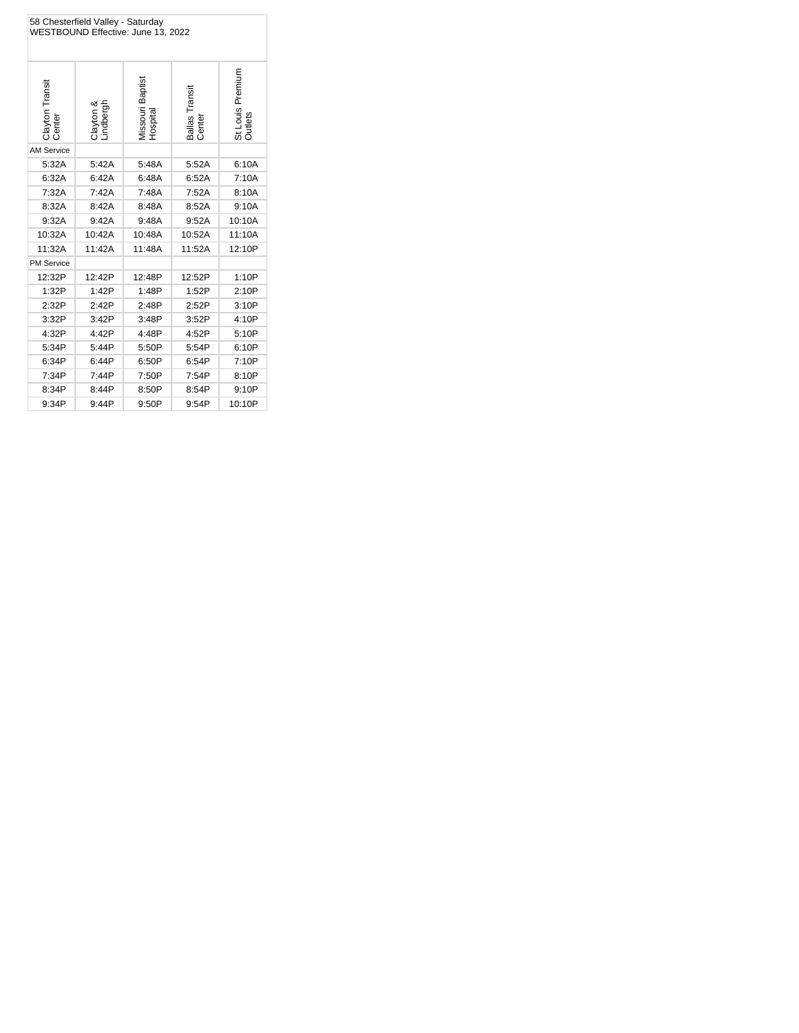58 Chesterfield Valley - Saturday
WESTBOUND Effective: June 13, 2022

| Clayton Transit Center | Clayton & Lindbergh | Missouri Baptist Hospital | Ballas Transit Center | St Louis Premium Outlets |
|---|---|---|---|---|
| AM Service | | | | |
| 5:32A | 5:42A | 5:48A | 5:52A | 6:10A |
| 6:32A | 6:42A | 6:48A | 6:52A | 7:10A |
| 7:32A | 7:42A | 7:48A | 7:52A | 8:10A |
| 8:32A | 8:42A | 8:48A | 8:52A | 9:10A |
| 9:32A | 9:42A | 9:48A | 9:52A | 10:10A |
| 10:32A | 10:42A | 10:48A | 10:52A | 11:10A |
| 11:32A | 11:42A | 11:48A | 11:52A | 12:10P |
| PM Service | | | | |
| 12:32P | 12:42P | 12:48P | 12:52P | 1:10P |
| 1:32P | 1:42P | 1:48P | 1:52P | 2:10P |
| 2:32P | 2:42P | 2:48P | 2:52P | 3:10P |
| 3:32P | 3:42P | 3:48P | 3:52P | 4:10P |
| 4:32P | 4:42P | 4:48P | 4:52P | 5:10P |
| 5:34P | 5:44P | 5:50P | 5:54P | 6:10P |
| 6:34P | 6:44P | 6:50P | 6:54P | 7:10P |
| 7:34P | 7:44P | 7:50P | 7:54P | 8:10P |
| 8:34P | 8:44P | 8:50P | 8:54P | 9:10P |
| 9:34P | 9:44P | 9:50P | 9:54P | 10:10P |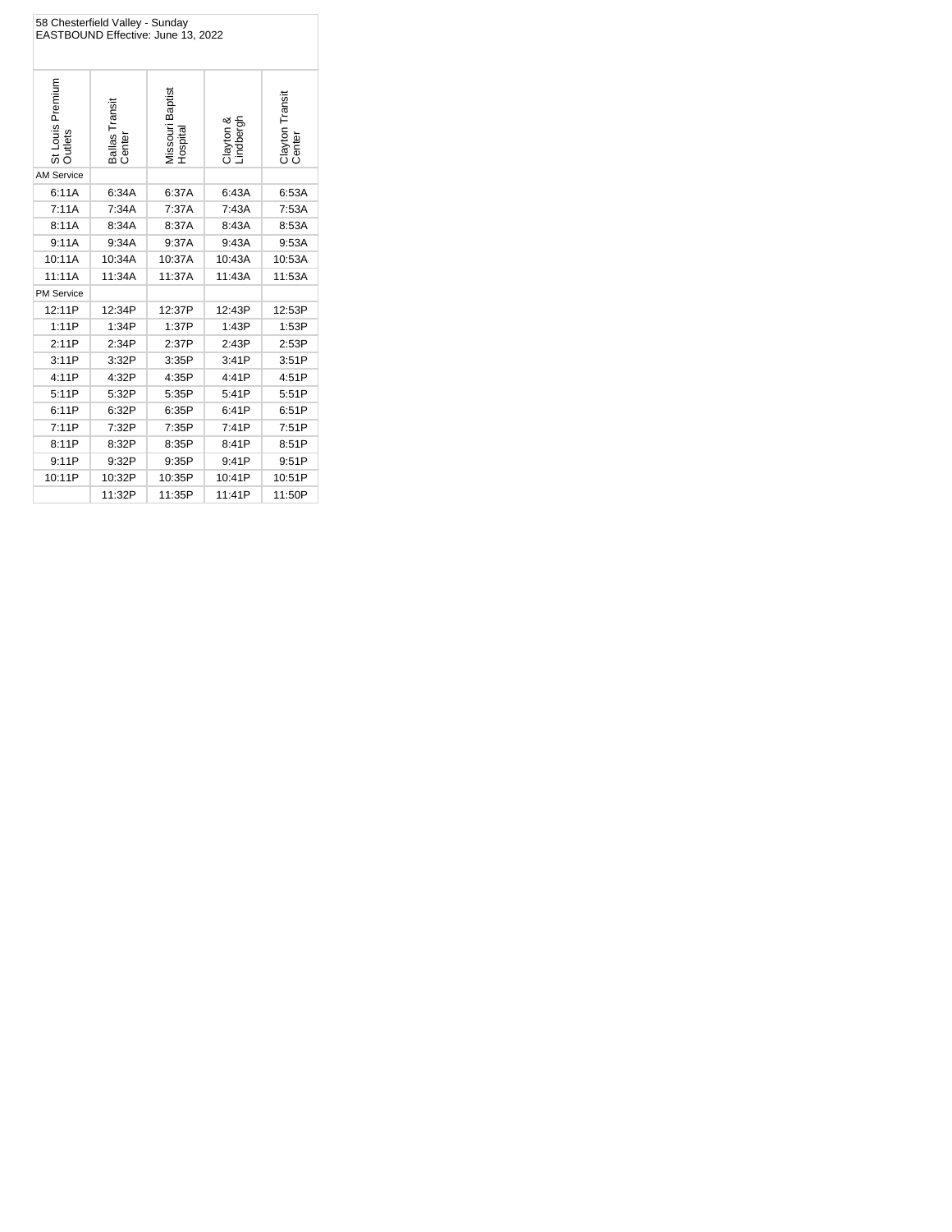58 Chesterfield Valley - Sunday
EASTBOUND Effective: June 13, 2022

| St Louis Premium Outlets | Ballas Transit Center | Missouri Baptist Hospital | Clayton & Lindbergh | Clayton Transit Center |
|---|---|---|---|---|
| AM Service | | | | |
| 6:11A | 6:34A | 6:37A | 6:43A | 6:53A |
| 7:11A | 7:34A | 7:37A | 7:43A | 7:53A |
| 8:11A | 8:34A | 8:37A | 8:43A | 8:53A |
| 9:11A | 9:34A | 9:37A | 9:43A | 9:53A |
| 10:11A | 10:34A | 10:37A | 10:43A | 10:53A |
| 11:11A | 11:34A | 11:37A | 11:43A | 11:53A |
| PM Service | | | | |
| 12:11P | 12:34P | 12:37P | 12:43P | 12:53P |
| 1:11P | 1:34P | 1:37P | 1:43P | 1:53P |
| 2:11P | 2:34P | 2:37P | 2:43P | 2:53P |
| 3:11P | 3:32P | 3:35P | 3:41P | 3:51P |
| 4:11P | 4:32P | 4:35P | 4:41P | 4:51P |
| 5:11P | 5:32P | 5:35P | 5:41P | 5:51P |
| 6:11P | 6:32P | 6:35P | 6:41P | 6:51P |
| 7:11P | 7:32P | 7:35P | 7:41P | 7:51P |
| 8:11P | 8:32P | 8:35P | 8:41P | 8:51P |
| 9:11P | 9:32P | 9:35P | 9:41P | 9:51P |
| 10:11P | 10:32P | 10:35P | 10:41P | 10:51P |
| | 11:32P | 11:35P | 11:41P | 11:50P |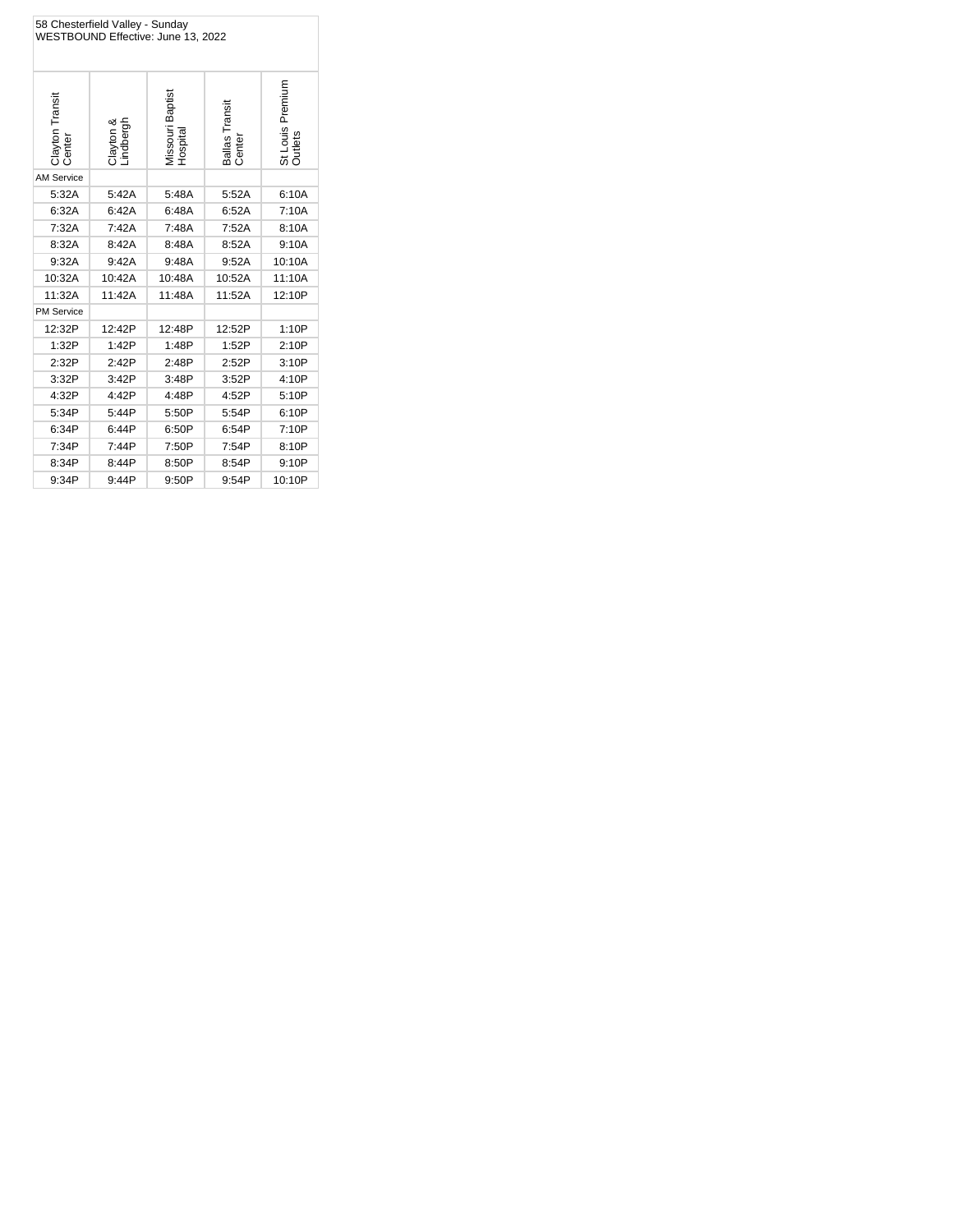58 Chesterfield Valley - Sunday
WESTBOUND Effective: June 13, 2022

| Clayton Transit Center | Clayton & Lindbergh | Missouri Baptist Hospital | Ballas Transit Center | St Louis Premium Outlets |
| --- | --- | --- | --- | --- |
| AM Service | | | | |
| 5:32A | 5:42A | 5:48A | 5:52A | 6:10A |
| 6:32A | 6:42A | 6:48A | 6:52A | 7:10A |
| 7:32A | 7:42A | 7:48A | 7:52A | 8:10A |
| 8:32A | 8:42A | 8:48A | 8:52A | 9:10A |
| 9:32A | 9:42A | 9:48A | 9:52A | 10:10A |
| 10:32A | 10:42A | 10:48A | 10:52A | 11:10A |
| 11:32A | 11:42A | 11:48A | 11:52A | 12:10P |
| PM Service | | | | |
| 12:32P | 12:42P | 12:48P | 12:52P | 1:10P |
| 1:32P | 1:42P | 1:48P | 1:52P | 2:10P |
| 2:32P | 2:42P | 2:48P | 2:52P | 3:10P |
| 3:32P | 3:42P | 3:48P | 3:52P | 4:10P |
| 4:32P | 4:42P | 4:48P | 4:52P | 5:10P |
| 5:34P | 5:44P | 5:50P | 5:54P | 6:10P |
| 6:34P | 6:44P | 6:50P | 6:54P | 7:10P |
| 7:34P | 7:44P | 7:50P | 7:54P | 8:10P |
| 8:34P | 8:44P | 8:50P | 8:54P | 9:10P |
| 9:34P | 9:44P | 9:50P | 9:54P | 10:10P |